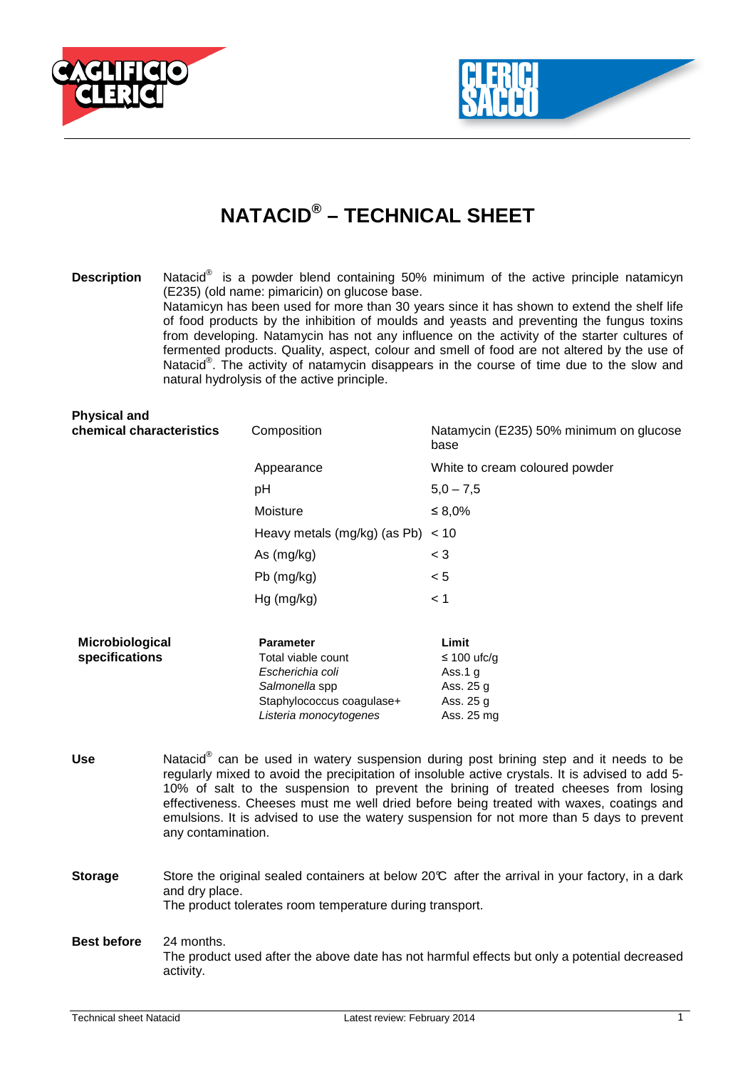# NATACID® – TECHNICAL SHEET

**Description**

Natacid® is a powder blend containing 50% minimum of the active principle natamicyn (E235) (old name: pimaricin) on glucose base.
Natamicyn has been used for more than 30 years since it has shown to extend the shelf life of food products by the inhibition of moulds and yeasts and preventing the fungus toxins from developing. Natamycin has not any influence on the activity of the starter cultures of fermented products. Quality, aspect, colour and smell of food are not altered by the use of Natacid®. The activity of natamycin disappears in the course of time due to the slow and natural hydrolysis of the active principle.

**Physical and chemical characteristics**

| | |
|---|---|
| Composition | Natamycin (E235) 50% minimum on glucose base |
| Appearance | White to cream coloured powder |
| pH | 5,0 – 7,5 |
| Moisture | ≤ 8,0% |
| Heavy metals (mg/kg) (as Pb) | < 10 |
| As (mg/kg) | < 3 |
| Pb (mg/kg) | < 5 |
| Hg (mg/kg) | < 1 |

**Microbiological specifications**

| Parameter | Limit |
|---|---|
| Total viable count | ≤ 100 ufc/g |
| *Escherichia coli* | Ass.1 g |
| *Salmonella* spp | Ass. 25 g |
| Staphylococcus coagulase+ | Ass. 25 g |
| *Listeria monocytogenes* | Ass. 25 mg |

**Use**

Natacid® can be used in watery suspension during post brining step and it needs to be regularly mixed to avoid the precipitation of insoluble active crystals. It is advised to add 5-10% of salt to the suspension to prevent the brining of treated cheeses from losing effectiveness. Cheeses must me well dried before being treated with waxes, coatings and emulsions. It is advised to use the watery suspension for not more than 5 days to prevent any contamination.

**Storage**

Store the original sealed containers at below 20℃ after the arrival in your factory, in a dark and dry place.
The product tolerates room temperature during transport.

**Best before**

24 months.
The product used after the above date has not harmful effects but only a potential decreased activity.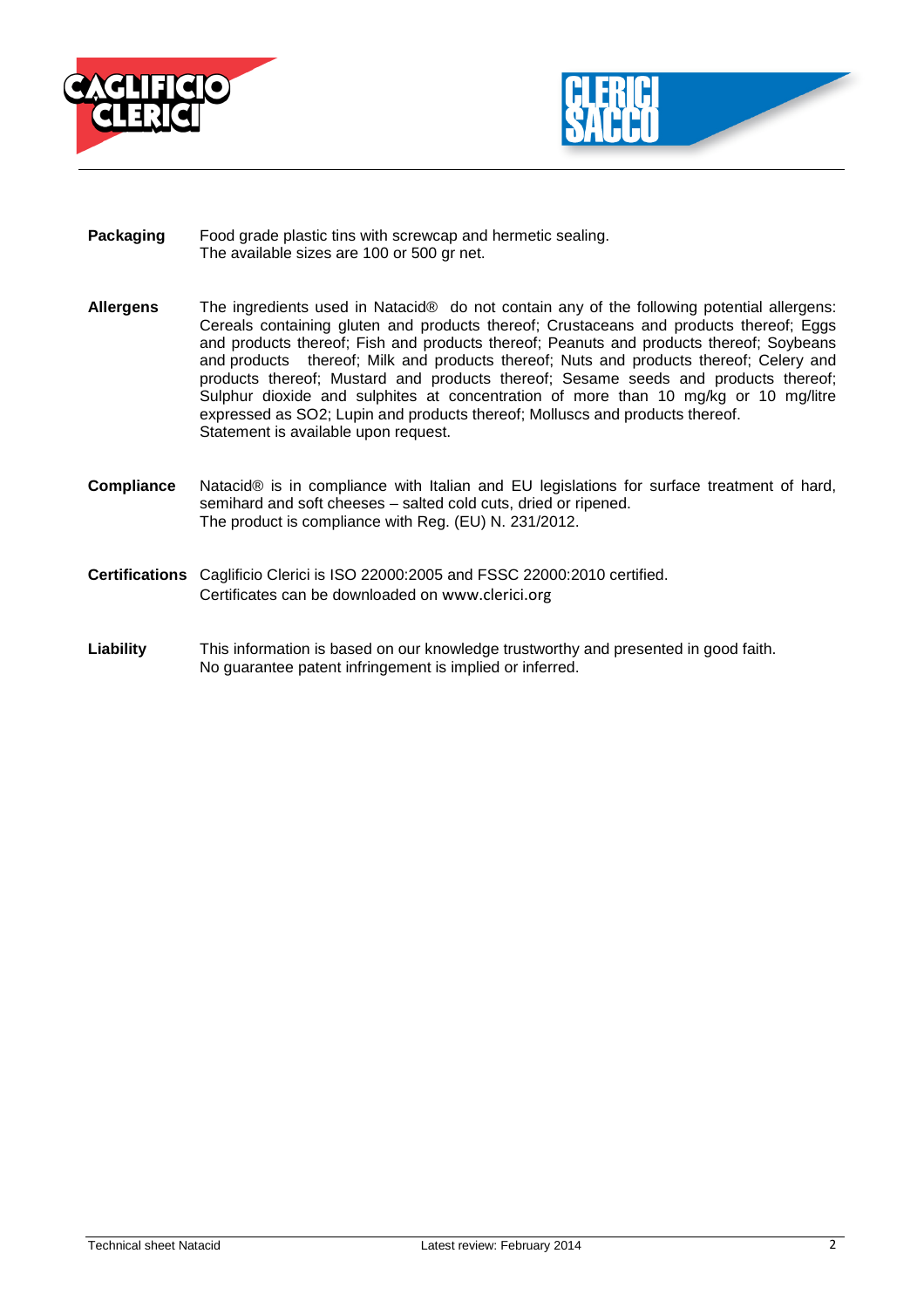**Packaging** Food grade plastic tins with screwcap and hermetic sealing.
The available sizes are 100 or 500 gr net.

**Allergens** The ingredients used in Natacid® do not contain any of the following potential allergens: Cereals containing gluten and products thereof; Crustaceans and products thereof; Eggs and products thereof; Fish and products thereof; Peanuts and products thereof; Soybeans and products thereof; Milk and products thereof; Nuts and products thereof; Celery and products thereof; Mustard and products thereof; Sesame seeds and products thereof; Sulphur dioxide and sulphites at concentration of more than 10 mg/kg or 10 mg/litre expressed as $SO_2$; Lupin and products thereof; Molluscs and products thereof.
Statement is available upon request.

**Compliance** Natacid® is in compliance with Italian and EU legislations for surface treatment of hard, semihard and soft cheeses – salted cold cuts, dried or ripened.
The product is compliance with Reg. (EU) N. 231/2012.

**Certifications** Caglificio Clerici is ISO 22000:2005 and FSSC 22000:2010 certified.
Certificates can be downloaded on www.clerici.org

**Liability** This information is based on our knowledge trustworthy and presented in good faith.
No guarantee patent infringement is implied or inferred.